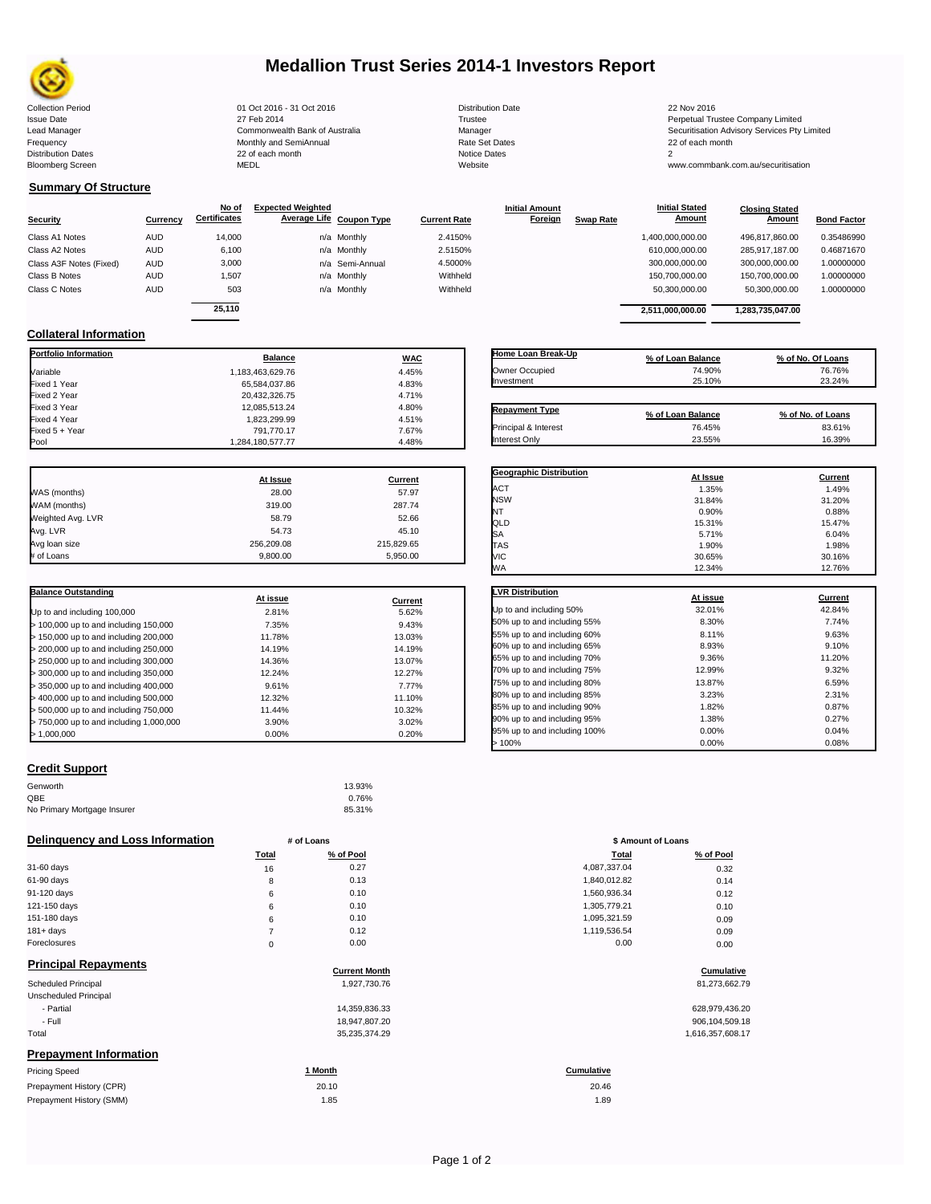# Medallion Trust Series 2014-1 Investors Report

| | | | | | |
|---|---|---|---|---|---|
| Collection Period | 01 Oct 2016 - 31 Oct 2016 | Distribution Date | 22 Nov 2016 |
| Issue Date | 27 Feb 2014 | Trustee | Perpetual Trustee Company Limited |
| Lead Manager | Commonwealth Bank of Australia | Manager | Securitisation Advisory Services Pty Limited |
| Frequency | Monthly and SemiAnnual | Rate Set Dates | 22 of each month |
| Distribution Dates | 22 of each month | Notice Dates | 2 |
| Bloomberg Screen | MEDL | Website | www.commbank.com.au/securitisation |

## Summary Of Structure

| Security | Currency | No of Certificates | Expected Weighted Average Life | Coupon Type | Current Rate | Initial Amount Foreign | Swap Rate | Initial Stated Amount | Closing Stated Amount | Bond Factor |
|---|---|---|---|---|---|---|---|---|---|---|
| Class A1 Notes | AUD | 14,000 | n/a | Monthly | 2.4150% | | | 1,400,000,000.00 | 496,817,860.00 | 0.35486990 |
| Class A2 Notes | AUD | 6,100 | n/a | Monthly | 2.5150% | | | 610,000,000.00 | 285,917,187.00 | 0.46871670 |
| Class A3F Notes (Fixed) | AUD | 3,000 | n/a | Semi-Annual | 4.5000% | | | 300,000,000.00 | 300,000,000.00 | 1.00000000 |
| Class B Notes | AUD | 1,507 | n/a | Monthly | Withheld | | | 150,700,000.00 | 150,700,000.00 | 1.00000000 |
| Class C Notes | AUD | 503 | n/a | Monthly | Withheld | | | 50,300,000.00 | 50,300,000.00 | 1.00000000 |
| | | 25,110 | | | | | | 2,511,000,000.00 | 1,283,735,047.00 | |

## Collateral Information

| Portfolio Information | Balance | WAC |
|---|---|---|
| Variable | 1,183,463,629.76 | 4.45% |
| Fixed 1 Year | 65,584,037.86 | 4.83% |
| Fixed 2 Year | 20,432,326.75 | 4.71% |
| Fixed 3 Year | 12,085,513.24 | 4.80% |
| Fixed 4 Year | 1,823,299.99 | 4.51% |
| Fixed 5 + Year | 791,770.17 | 7.67% |
| Pool | 1,284,180,577.77 | 4.48% |

| Home Loan Break-Up | % of Loan Balance | % of No. Of Loans |
|---|---|---|
| Owner Occupied | 74.90% | 76.76% |
| Investment | 25.10% | 23.24% |

| Repayment Type | % of Loan Balance | % of No. of Loans |
|---|---|---|
| Principal & Interest | 76.45% | 83.61% |
| Interest Only | 23.55% | 16.39% |

| | At Issue | Current |
|---|---|---|
| WAS (months) | 28.00 | 57.97 |
| WAM (months) | 319.00 | 287.74 |
| Weighted Avg. LVR | 58.79 | 52.66 |
| Avg. LVR | 54.73 | 45.10 |
| Avg loan size | 256,209.08 | 215,829.65 |
| # of Loans | 9,800.00 | 5,950.00 |

| Geographic Distribution | At Issue | Current |
|---|---|---|
| ACT | 1.35% | 1.49% |
| NSW | 31.84% | 31.20% |
| NT | 0.90% | 0.88% |
| QLD | 15.31% | 15.47% |
| SA | 5.71% | 6.04% |
| TAS | 1.90% | 1.98% |
| VIC | 30.65% | 30.16% |
| WA | 12.34% | 12.76% |

| Balance Outstanding | At issue | Current |
|---|---|---|
| Up to and including 100,000 | 2.81% | 5.62% |
| > 100,000 up to and including 150,000 | 7.35% | 9.43% |
| > 150,000 up to and including 200,000 | 11.78% | 13.03% |
| > 200,000 up to and including 250,000 | 14.19% | 14.19% |
| > 250,000 up to and including 300,000 | 14.36% | 13.07% |
| > 300,000 up to and including 350,000 | 12.24% | 12.27% |
| > 350,000 up to and including 400,000 | 9.61% | 7.77% |
| > 400,000 up to and including 500,000 | 12.32% | 11.10% |
| > 500,000 up to and including 750,000 | 11.44% | 10.32% |
| > 750,000 up to and including 1,000,000 | 3.90% | 3.02% |
| > 1,000,000 | 0.00% | 0.20% |

| LVR Distribution | At issue | Current |
|---|---|---|
| Up to and including 50% | 32.01% | 42.84% |
| 50% up to and including 55% | 8.30% | 7.74% |
| 55% up to and including 60% | 8.11% | 9.63% |
| 60% up to and including 65% | 8.93% | 9.10% |
| 65% up to and including 70% | 9.36% | 11.20% |
| 70% up to and including 75% | 12.99% | 9.32% |
| 75% up to and including 80% | 13.87% | 6.59% |
| 80% up to and including 85% | 3.23% | 2.31% |
| 85% up to and including 90% | 1.82% | 0.87% |
| 90% up to and including 95% | 1.38% | 0.27% |
| 95% up to and including 100% | 0.00% | 0.04% |
| > 100% | 0.00% | 0.08% |

## Credit Support

| | |
|---|---|
| Genworth | 13.93% |
| QBE | 0.76% |
| No Primary Mortgage Insurer | 85.31% |

## Delinquency and Loss Information

| | # of Loans Total | # of Loans % of Pool | \$ Amount of Loans Total | \$ Amount of Loans % of Pool |
|---|---|---|---|---|
| 31-60 days | 16 | 0.27 | 4,087,337.04 | 0.32 |
| 61-90 days | 8 | 0.13 | 1,840,012.82 | 0.14 |
| 91-120 days | 6 | 0.10 | 1,560,936.34 | 0.12 |
| 121-150 days | 6 | 0.10 | 1,305,779.21 | 0.10 |
| 151-180 days | 6 | 0.10 | 1,095,321.59 | 0.09 |
| 181+ days | 7 | 0.12 | 1,119,536.54 | 0.09 |
| Foreclosures | 0 | 0.00 | 0.00 | 0.00 |

## Principal Repayments

| | Current Month | Cumulative |
|---|---|---|
| Scheduled Principal | 1,927,730.76 | 81,273,662.79 |
| Unscheduled Principal | | |
| - Partial | 14,359,836.33 | 628,979,436.20 |
| - Full | 18,947,807.20 | 906,104,509.18 |
| Total | 35,235,374.29 | 1,616,357,608.17 |

## Prepayment Information

| Pricing Speed | 1 Month | Cumulative |
|---|---|---|
| Prepayment History (CPR) | 20.10 | 20.46 |
| Prepayment History (SMM) | 1.85 | 1.89 |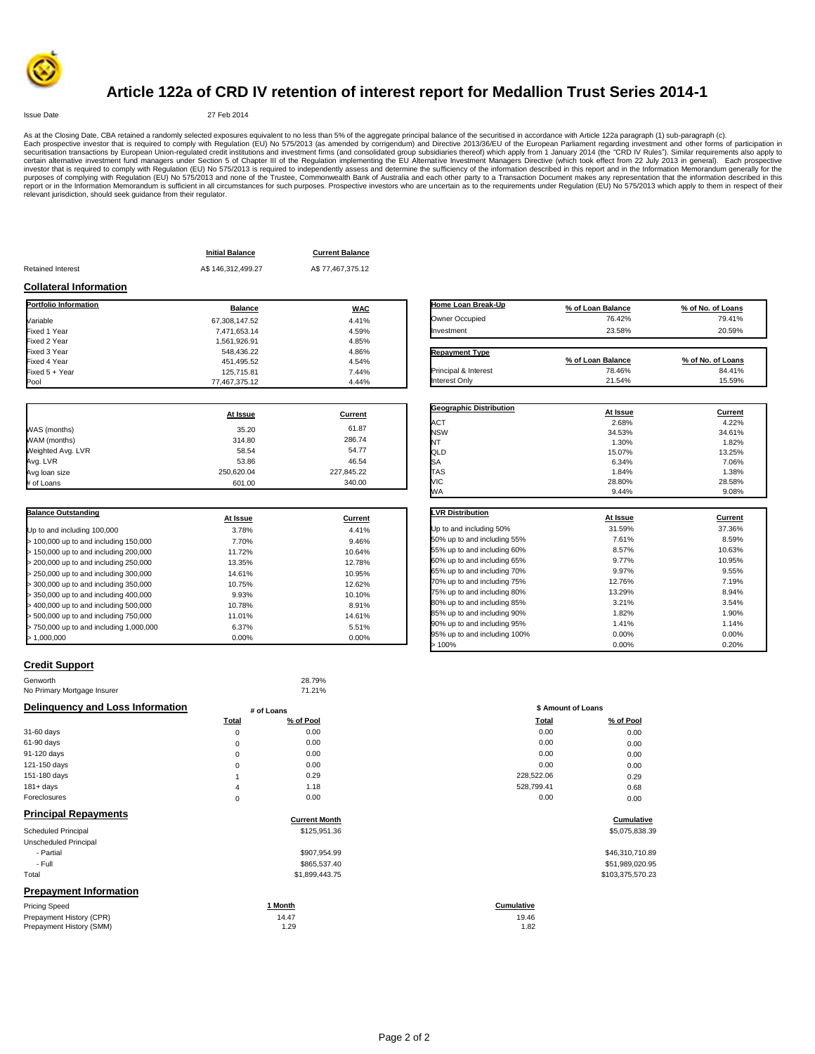# Article 122a of CRD IV retention of interest report for Medallion Trust Series 2014-1

Issue Date 27 Feb 2014

As at the Closing Date, CBA retained a randomly selected exposures equivalent to no less than 5% of the aggregate principal balance of the securitised in accordance with Article 122a paragraph (1) sub-paragraph (c). Each prospective investor that is required to comply with Regulation (EU) No 575/2013 (as amended by corrigendum) and Directive 2013/36/EU of the European Parliament regarding investment and other forms of participation in securitisation transactions by European Union-regulated credit institutions and investment firms (and consolidated group subsidiaries thereof) which apply from 1 January 2014 (the "CRD IV Rules"). Similar requirements also apply to certain alternative investment fund managers under Section 5 of Chapter III of the Regulation implementing the EU Alternative Investment Managers Directive (which took effect from 22 July 2013 in general). Each prospective investor that is required to comply with Regulation (EU) No 575/2013 is required to independently assess and determine the sufficiency of the information described in this report and in the Information Memorandum generally for the purposes of complying with Regulation (EU) No 575/2013 and none of the Trustee, Commonwealth Bank of Australia and each other party to a Transaction Document makes any representation that the information described in this report or in the Information Memorandum is sufficient in all circumstances for such purposes. Prospective investors who are uncertain as to the requirements under Regulation (EU) No 575/2013 which apply to them in respect of their relevant jurisdiction, should seek guidance from their regulator.

| | Initial Balance | Current Balance |
|---|---|---|
| Retained Interest | A$ 146,312,499.27 | A$ 77,467,375.12 |

## Collateral Information

| Portfolio Information | Balance | WAC |
|---|---|---|
| Variable | 67,308,147.52 | 4.41% |
| Fixed 1 Year | 7,471,653.14 | 4.59% |
| Fixed 2 Year | 1,561,926.91 | 4.85% |
| Fixed 3 Year | 548,436.22 | 4.86% |
| Fixed 4 Year | 451,495.52 | 4.54% |
| Fixed 5 + Year | 125,715.81 | 7.44% |
| Pool | 77,467,375.12 | 4.44% |

| Home Loan Break-Up | % of Loan Balance | % of No. of Loans |
|---|---|---|
| Owner Occupied | 76.42% | 79.41% |
| Investment | 23.58% | 20.59% |

| Repayment Type | % of Loan Balance | % of No. of Loans |
|---|---|---|
| Principal & Interest | 78.46% | 84.41% |
| Interest Only | 21.54% | 15.59% |

| | At Issue | Current |
|---|---|---|
| WAS (months) | 35.20 | 61.87 |
| WAM (months) | 314.80 | 286.74 |
| Weighted Avg. LVR | 58.54 | 54.77 |
| Avg. LVR | 53.86 | 46.54 |
| Avg loan size | 250,620.04 | 227,845.22 |
| # of Loans | 601.00 | 340.00 |

| Geographic Distribution | At Issue | Current |
|---|---|---|
| ACT | 2.68% | 4.22% |
| NSW | 34.53% | 34.61% |
| NT | 1.30% | 1.82% |
| QLD | 15.07% | 13.25% |
| SA | 6.34% | 7.06% |
| TAS | 1.84% | 1.38% |
| VIC | 28.80% | 28.58% |
| WA | 9.44% | 9.08% |

| Balance Outstanding | At Issue | Current |
|---|---|---|
| Up to and including 100,000 | 3.78% | 4.41% |
| > 100,000 up to and including 150,000 | 7.70% | 9.46% |
| > 150,000 up to and including 200,000 | 11.72% | 10.64% |
| > 200,000 up to and including 250,000 | 13.35% | 12.78% |
| > 250,000 up to and including 300,000 | 14.61% | 10.95% |
| > 300,000 up to and including 350,000 | 10.75% | 12.62% |
| > 350,000 up to and including 400,000 | 9.93% | 10.10% |
| > 400,000 up to and including 500,000 | 10.78% | 8.91% |
| > 500,000 up to and including 750,000 | 11.01% | 14.61% |
| > 750,000 up to and including 1,000,000 | 6.37% | 5.51% |
| > 1,000,000 | 0.00% | 0.00% |

| LVR Distribution | At Issue | Current |
|---|---|---|
| Up to and including 50% | 31.59% | 37.36% |
| 50% up to and including 55% | 7.61% | 8.59% |
| 55% up to and including 60% | 8.57% | 10.63% |
| 60% up to and including 65% | 9.77% | 10.95% |
| 65% up to and including 70% | 9.97% | 9.55% |
| 70% up to and including 75% | 12.76% | 7.19% |
| 75% up to and including 80% | 13.29% | 8.94% |
| 80% up to and including 85% | 3.21% | 3.54% |
| 85% up to and including 90% | 1.82% | 1.90% |
| 90% up to and including 95% | 1.41% | 1.14% |
| 95% up to and including 100% | 0.00% | 0.00% |
| > 100% | 0.00% | 0.20% |

## Credit Support

| | |
|---|---|
| Genworth | 28.79% |
| No Primary Mortgage Insurer | 71.21% |

## Delinquency and Loss Information

| | # of Loans Total | # of Loans % of Pool | $ Amount of Loans Total | $ Amount of Loans % of Pool |
|---|---|---|---|---|
| 31-60 days | 0 | 0.00 | 0.00 | 0.00 |
| 61-90 days | 0 | 0.00 | 0.00 | 0.00 |
| 91-120 days | 0 | 0.00 | 0.00 | 0.00 |
| 121-150 days | 0 | 0.00 | 0.00 | 0.00 |
| 151-180 days | 1 | 0.29 | 228,522.06 | 0.29 |
| 181+ days | 4 | 1.18 | 528,799.41 | 0.68 |
| Foreclosures | 0 | 0.00 | 0.00 | 0.00 |

## Principal Repayments

| | Current Month | Cumulative |
|---|---|---|
| Scheduled Principal | $125,951.36 | $5,075,838.39 |
| Unscheduled Principal | | |
| - Partial | $907,954.99 | $46,310,710.89 |
| - Full | $865,537.40 | $51,989,020.95 |
| Total | $1,899,443.75 | $103,375,570.23 |

## Prepayment Information

| Pricing Speed | 1 Month | Cumulative |
|---|---|---|
| Prepayment History (CPR) | 14.47 | 19.46 |
| Prepayment History (SMM) | 1.29 | 1.82 |